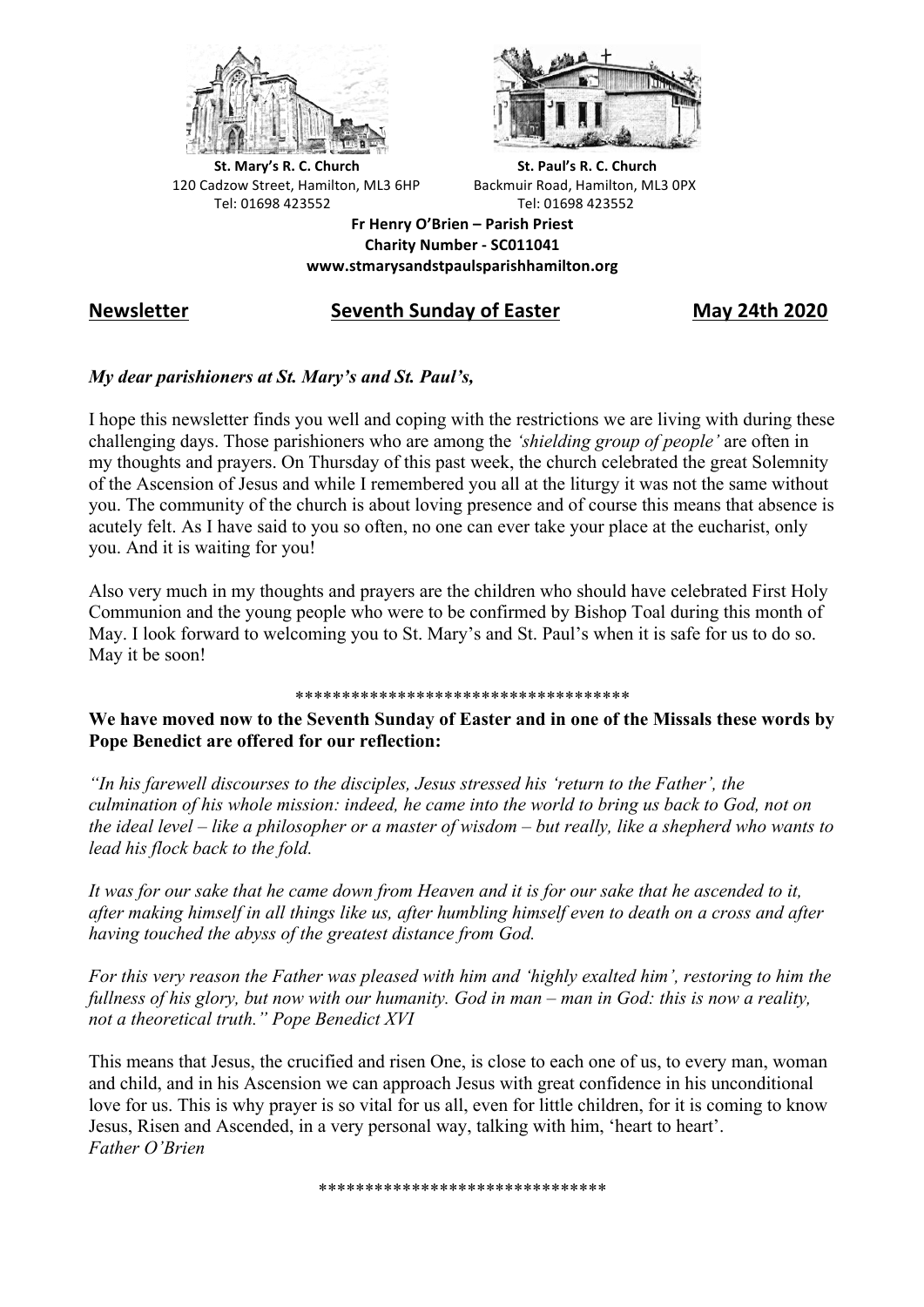**St. Mary's R. C. Church**
120 Cadzow Street, Hamilton, ML3 6HP
Tel: 01698 423552

**St. Paul's R. C. Church**
Backmuir Road, Hamilton, ML3 0PX
Tel: 01698 423552

**Fr Henry O'Brien – Parish Priest**
**Charity Number - SC011041**
**www.stmarysandstpaulsparishhamilton.org**

## Newsletter — Seventh Sunday of Easter — May 24th 2020

***My dear parishioners at St. Mary's and St. Paul's,***

I hope this newsletter finds you well and coping with the restrictions we are living with during these challenging days. Those parishioners who are among the *'shielding group of people'* are often in my thoughts and prayers. On Thursday of this past week, the church celebrated the great Solemnity of the Ascension of Jesus and while I remembered you all at the liturgy it was not the same without you. The community of the church is about loving presence and of course this means that absence is acutely felt. As I have said to you so often, no one can ever take your place at the eucharist, only you. And it is waiting for you!

Also very much in my thoughts and prayers are the children who should have celebrated First Holy Communion and the young people who were to be confirmed by Bishop Toal during this month of May. I look forward to welcoming you to St. Mary's and St. Paul's when it is safe for us to do so. May it be soon!

\*\*\*\*\*\*\*\*\*\*\*\*\*\*\*\*\*\*\*\*\*\*\*\*\*\*\*\*\*\*\*\*\*\*\*\*

**We have moved now to the Seventh Sunday of Easter and in one of the Missals these words by Pope Benedict are offered for our reflection:**

*"In his farewell discourses to the disciples, Jesus stressed his 'return to the Father', the culmination of his whole mission: indeed, he came into the world to bring us back to God, not on the ideal level – like a philosopher or a master of wisdom – but really, like a shepherd who wants to lead his flock back to the fold.*

*It was for our sake that he came down from Heaven and it is for our sake that he ascended to it, after making himself in all things like us, after humbling himself even to death on a cross and after having touched the abyss of the greatest distance from God.*

*For this very reason the Father was pleased with him and 'highly exalted him', restoring to him the fullness of his glory, but now with our humanity. God in man – man in God: this is now a reality, not a theoretical truth." Pope Benedict XVI*

This means that Jesus, the crucified and risen One, is close to each one of us, to every man, woman and child, and in his Ascension we can approach Jesus with great confidence in his unconditional love for us. This is why prayer is so vital for us all, even for little children, for it is coming to know Jesus, Risen and Ascended, in a very personal way, talking with him, 'heart to heart'.
*Father O'Brien*

\*\*\*\*\*\*\*\*\*\*\*\*\*\*\*\*\*\*\*\*\*\*\*\*\*\*\*\*\*\*\*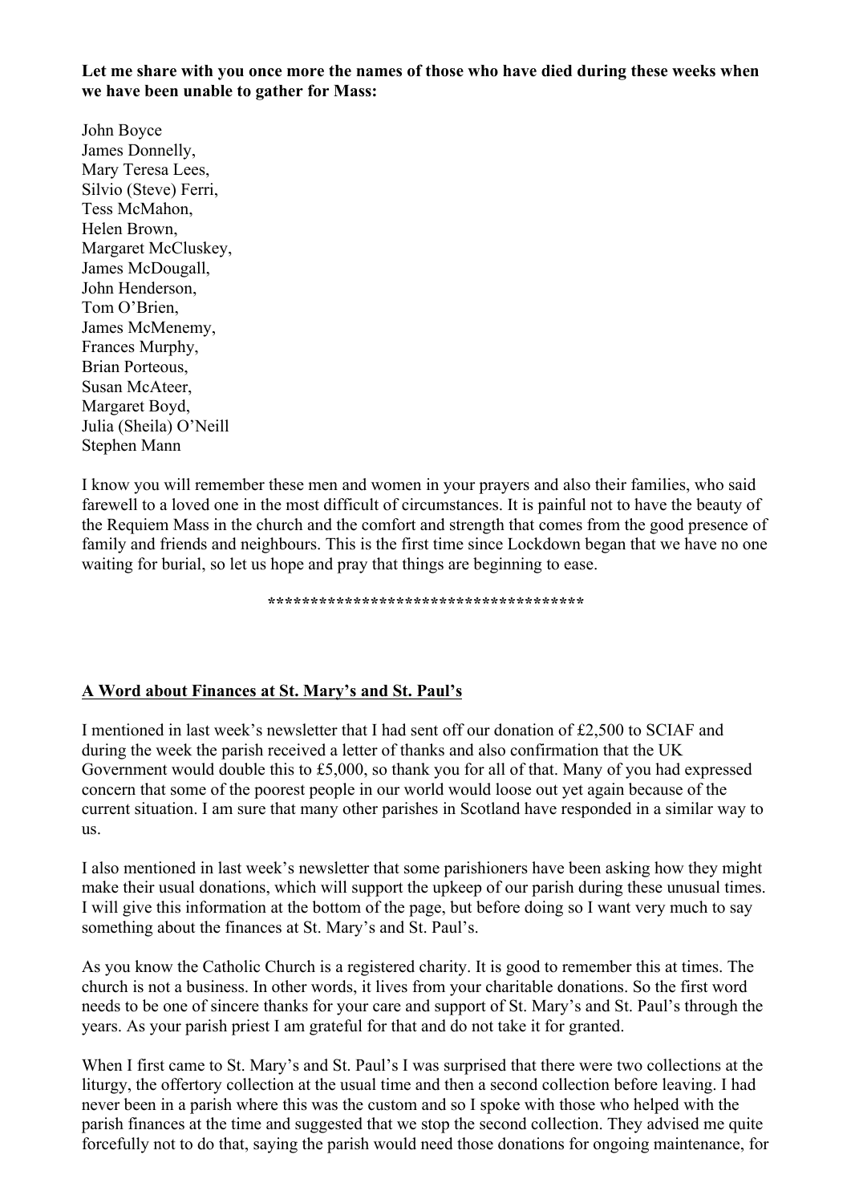**Let me share with you once more the names of those who have died during these weeks when we have been unable to gather for Mass:**

John Boyce
James Donnelly,
Mary Teresa Lees,
Silvio (Steve) Ferri,
Tess McMahon,
Helen Brown,
Margaret McCluskey,
James McDougall,
John Henderson,
Tom O'Brien,
James McMenemy,
Frances Murphy,
Brian Porteous,
Susan McAteer,
Margaret Boyd,
Julia (Sheila) O'Neill
Stephen Mann

I know you will remember these men and women in your prayers and also their families, who said farewell to a loved one in the most difficult of circumstances. It is painful not to have the beauty of the Requiem Mass in the church and the comfort and strength that comes from the good presence of family and friends and neighbours. This is the first time since Lockdown began that we have no one waiting for burial, so let us hope and pray that things are beginning to ease.

**************************************

**A Word about Finances at St. Mary's and St. Paul's**

I mentioned in last week's newsletter that I had sent off our donation of £2,500 to SCIAF and during the week the parish received a letter of thanks and also confirmation that the UK Government would double this to £5,000, so thank you for all of that. Many of you had expressed concern that some of the poorest people in our world would loose out yet again because of the current situation. I am sure that many other parishes in Scotland have responded in a similar way to us.

I also mentioned in last week's newsletter that some parishioners have been asking how they might make their usual donations, which will support the upkeep of our parish during these unusual times. I will give this information at the bottom of the page, but before doing so I want very much to say something about the finances at St. Mary's and St. Paul's.

As you know the Catholic Church is a registered charity. It is good to remember this at times. The church is not a business. In other words, it lives from your charitable donations. So the first word needs to be one of sincere thanks for your care and support of St. Mary's and St. Paul's through the years. As your parish priest I am grateful for that and do not take it for granted.

When I first came to St. Mary's and St. Paul's I was surprised that there were two collections at the liturgy, the offertory collection at the usual time and then a second collection before leaving. I had never been in a parish where this was the custom and so I spoke with those who helped with the parish finances at the time and suggested that we stop the second collection. They advised me quite forcefully not to do that, saying the parish would need those donations for ongoing maintenance, for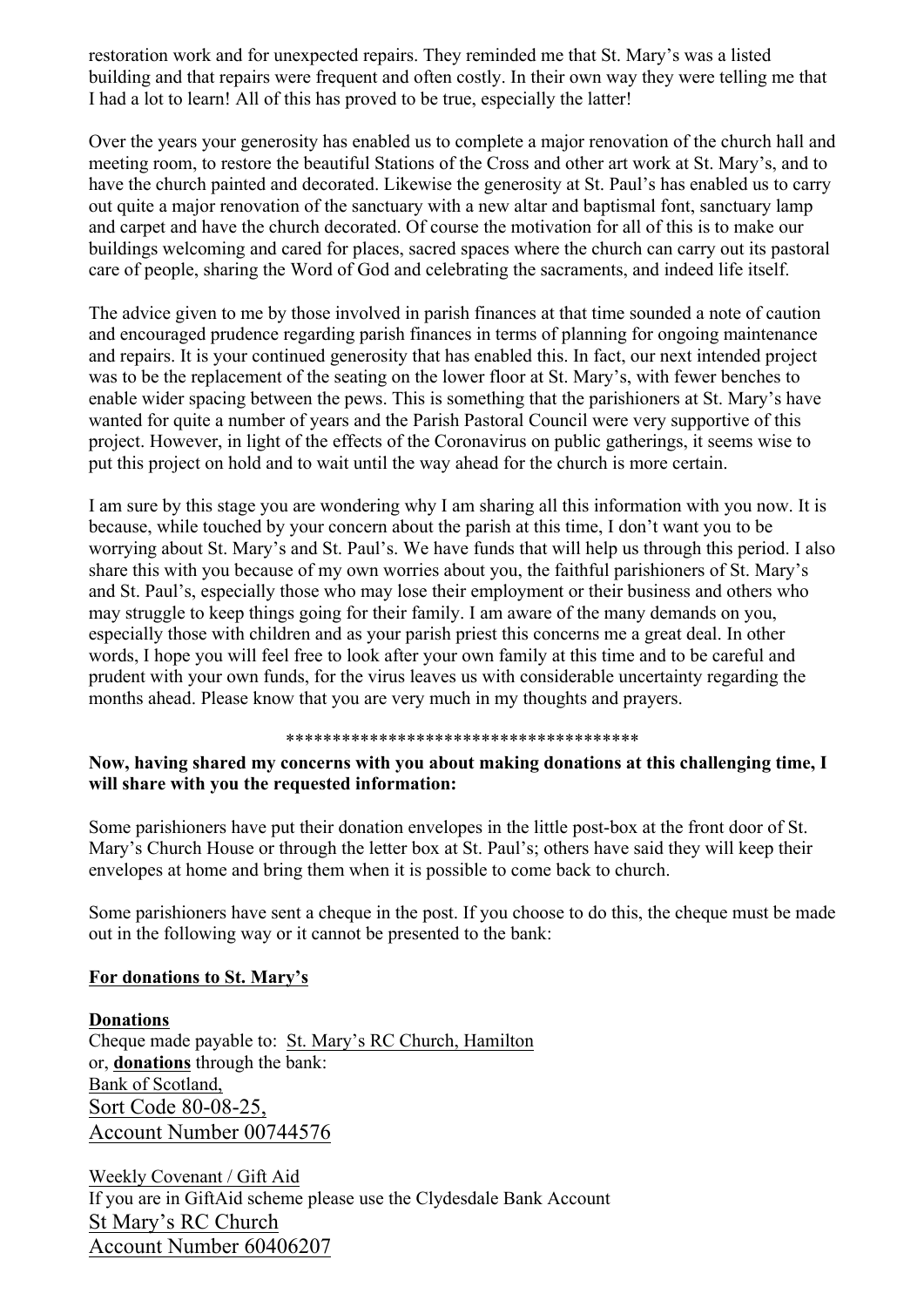restoration work and for unexpected repairs. They reminded me that St. Mary's was a listed building and that repairs were frequent and often costly. In their own way they were telling me that I had a lot to learn! All of this has proved to be true, especially the latter!

Over the years your generosity has enabled us to complete a major renovation of the church hall and meeting room, to restore the beautiful Stations of the Cross and other art work at St. Mary's, and to have the church painted and decorated. Likewise the generosity at St. Paul's has enabled us to carry out quite a major renovation of the sanctuary with a new altar and baptismal font, sanctuary lamp and carpet and have the church decorated. Of course the motivation for all of this is to make our buildings welcoming and cared for places, sacred spaces where the church can carry out its pastoral care of people, sharing the Word of God and celebrating the sacraments, and indeed life itself.

The advice given to me by those involved in parish finances at that time sounded a note of caution and encouraged prudence regarding parish finances in terms of planning for ongoing maintenance and repairs. It is your continued generosity that has enabled this. In fact, our next intended project was to be the replacement of the seating on the lower floor at St. Mary's, with fewer benches to enable wider spacing between the pews. This is something that the parishioners at St. Mary's have wanted for quite a number of years and the Parish Pastoral Council were very supportive of this project. However, in light of the effects of the Coronavirus on public gatherings, it seems wise to put this project on hold and to wait until the way ahead for the church is more certain.

I am sure by this stage you are wondering why I am sharing all this information with you now. It is because, while touched by your concern about the parish at this time, I don't want you to be worrying about St. Mary's and St. Paul's. We have funds that will help us through this period. I also share this with you because of my own worries about you, the faithful parishioners of St. Mary's and St. Paul's, especially those who may lose their employment or their business and others who may struggle to keep things going for their family. I am aware of the many demands on you, especially those with children and as your parish priest this concerns me a great deal. In other words, I hope you will feel free to look after your own family at this time and to be careful and prudent with your own funds, for the virus leaves us with considerable uncertainty regarding the months ahead. Please know that you are very much in my thoughts and prayers.

**************************************

**Now, having shared my concerns with you about making donations at this challenging time, I will share with you the requested information:**

Some parishioners have put their donation envelopes in the little post-box at the front door of St. Mary's Church House or through the letter box at St. Paul's; others have said they will keep their envelopes at home and bring them when it is possible to come back to church.

Some parishioners have sent a cheque in the post. If you choose to do this, the cheque must be made out in the following way or it cannot be presented to the bank:

**For donations to St. Mary's**

**Donations**
Cheque made payable to: St. Mary's RC Church, Hamilton
or, **donations** through the bank:
Bank of Scotland,
Sort Code 80-08-25,
Account Number 00744576

Weekly Covenant / Gift Aid
If you are in GiftAid scheme please use the Clydesdale Bank Account
St Mary's RC Church
Account Number 60406207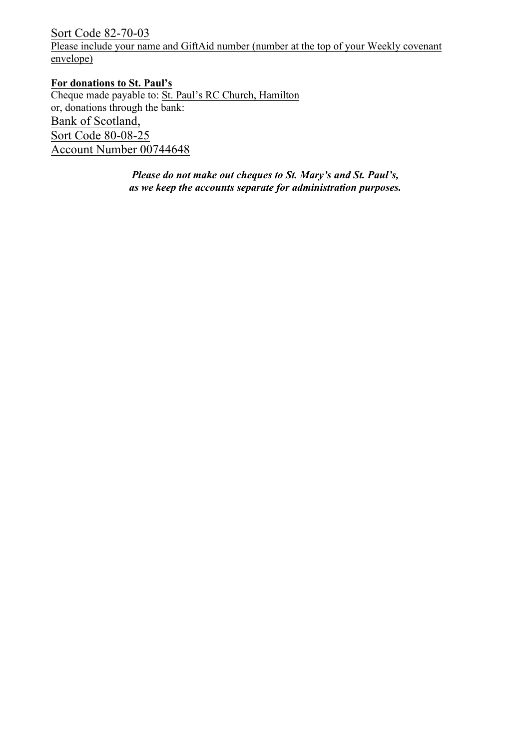Sort Code 82-70-03

Please include your name and GiftAid number (number at the top of your Weekly covenant envelope)

**For donations to St. Paul's**

Cheque made payable to: St. Paul's RC Church, Hamilton

or, donations through the bank:

Bank of Scotland,

Sort Code 80-08-25

Account Number 00744648

***Please do not make out cheques to St. Mary's and St. Paul's, as we keep the accounts separate for administration purposes.***